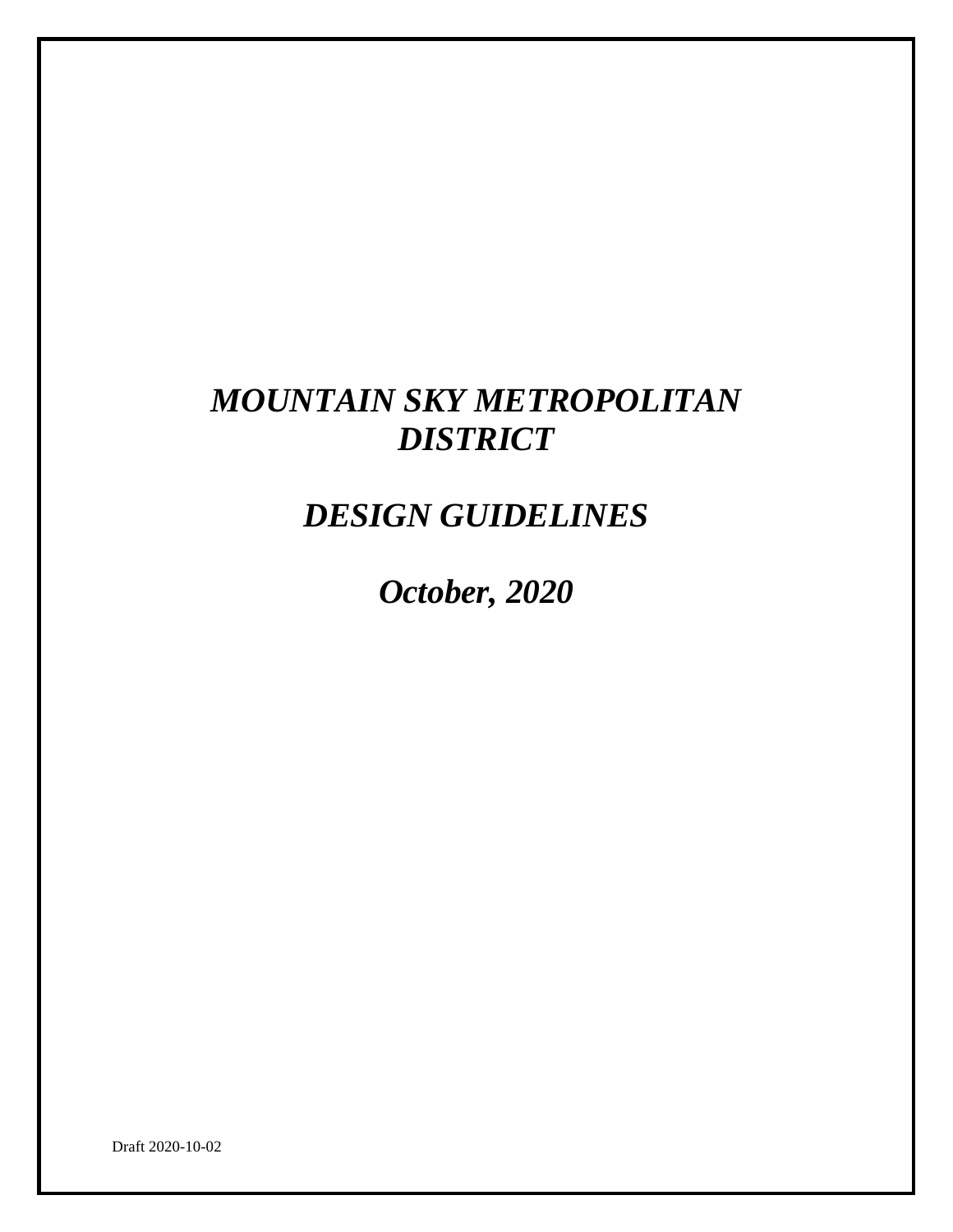# *MOUNTAIN SKY METROPOLITAN DISTRICT*

# *DESIGN GUIDELINES*

## *October, 2020*

Draft 2020-10-02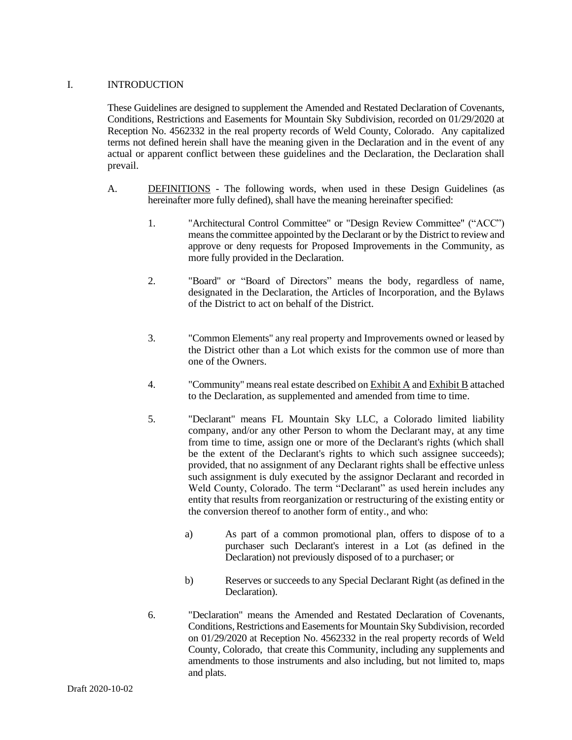# I. INTRODUCTION

These Guidelines are designed to supplement the Amended and Restated Declaration of Covenants, Conditions, Restrictions and Easements for Mountain Sky Subdivision, recorded on 01/29/2020 at Reception No. 4562332 in the real property records of Weld County, Colorado. Any capitalized terms not defined herein shall have the meaning given in the Declaration and in the event of any actual or apparent conflict between these guidelines and the Declaration, the Declaration shall prevail.

A. DEFINITIONS - The following words, when used in these Design Guidelines (as hereinafter more fully defined), shall have the meaning hereinafter specified:

1. "Architectural Control Committee" or "Design Review Committee" ("ACC") means the committee appointed by the Declarant or by the District to review and approve or deny requests for Proposed Improvements in the Community, as more fully provided in the Declaration.

2. "Board" or "Board of Directors" means the body, regardless of name, designated in the Declaration, the Articles of Incorporation, and the Bylaws of the District to act on behalf of the District.

3. "Common Elements" any real property and Improvements owned or leased by the District other than a Lot which exists for the common use of more than one of the Owners.

4. "Community" means real estate described on Exhibit A and Exhibit B attached to the Declaration, as supplemented and amended from time to time.

5. "Declarant" means FL Mountain Sky LLC, a Colorado limited liability company, and/or any other Person to whom the Declarant may, at any time from time to time, assign one or more of the Declarant's rights (which shall be the extent of the Declarant's rights to which such assignee succeeds); provided, that no assignment of any Declarant rights shall be effective unless such assignment is duly executed by the assignor Declarant and recorded in Weld County, Colorado. The term "Declarant" as used herein includes any entity that results from reorganization or restructuring of the existing entity or the conversion thereof to another form of entity., and who:

   a) As part of a common promotional plan, offers to dispose of to a purchaser such Declarant's interest in a Lot (as defined in the Declaration) not previously disposed of to a purchaser; or

   b) Reserves or succeeds to any Special Declarant Right (as defined in the Declaration).

6. "Declaration" means the Amended and Restated Declaration of Covenants, Conditions, Restrictions and Easements for Mountain Sky Subdivision, recorded on 01/29/2020 at Reception No. 4562332 in the real property records of Weld County, Colorado, that create this Community, including any supplements and amendments to those instruments and also including, but not limited to, maps and plats.

Draft 2020-10-02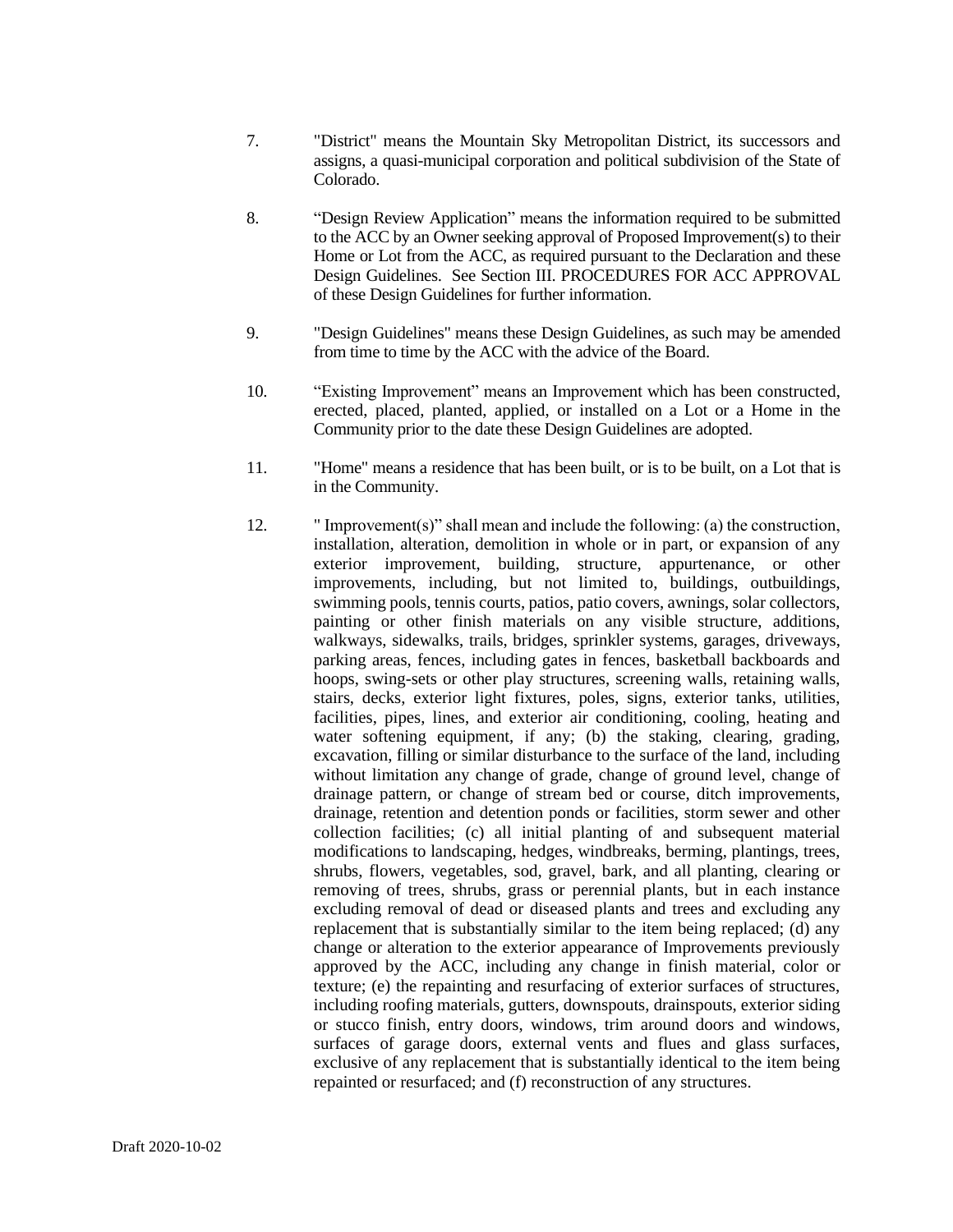7. "District" means the Mountain Sky Metropolitan District, its successors and assigns, a quasi-municipal corporation and political subdivision of the State of Colorado.

8. "Design Review Application" means the information required to be submitted to the ACC by an Owner seeking approval of Proposed Improvement(s) to their Home or Lot from the ACC, as required pursuant to the Declaration and these Design Guidelines. See Section III. PROCEDURES FOR ACC APPROVAL of these Design Guidelines for further information.

9. "Design Guidelines" means these Design Guidelines, as such may be amended from time to time by the ACC with the advice of the Board.

10. "Existing Improvement" means an Improvement which has been constructed, erected, placed, planted, applied, or installed on a Lot or a Home in the Community prior to the date these Design Guidelines are adopted.

11. "Home" means a residence that has been built, or is to be built, on a Lot that is in the Community.

12. " Improvement(s)" shall mean and include the following: (a) the construction, installation, alteration, demolition in whole or in part, or expansion of any exterior improvement, building, structure, appurtenance, or other improvements, including, but not limited to, buildings, outbuildings, swimming pools, tennis courts, patios, patio covers, awnings, solar collectors, painting or other finish materials on any visible structure, additions, walkways, sidewalks, trails, bridges, sprinkler systems, garages, driveways, parking areas, fences, including gates in fences, basketball backboards and hoops, swing-sets or other play structures, screening walls, retaining walls, stairs, decks, exterior light fixtures, poles, signs, exterior tanks, utilities, facilities, pipes, lines, and exterior air conditioning, cooling, heating and water softening equipment, if any; (b) the staking, clearing, grading, excavation, filling or similar disturbance to the surface of the land, including without limitation any change of grade, change of ground level, change of drainage pattern, or change of stream bed or course, ditch improvements, drainage, retention and detention ponds or facilities, storm sewer and other collection facilities; (c) all initial planting of and subsequent material modifications to landscaping, hedges, windbreaks, berming, plantings, trees, shrubs, flowers, vegetables, sod, gravel, bark, and all planting, clearing or removing of trees, shrubs, grass or perennial plants, but in each instance excluding removal of dead or diseased plants and trees and excluding any replacement that is substantially similar to the item being replaced; (d) any change or alteration to the exterior appearance of Improvements previously approved by the ACC, including any change in finish material, color or texture; (e) the repainting and resurfacing of exterior surfaces of structures, including roofing materials, gutters, downspouts, drainspouts, exterior siding or stucco finish, entry doors, windows, trim around doors and windows, surfaces of garage doors, external vents and flues and glass surfaces, exclusive of any replacement that is substantially identical to the item being repainted or resurfaced; and (f) reconstruction of any structures.

Draft 2020-10-02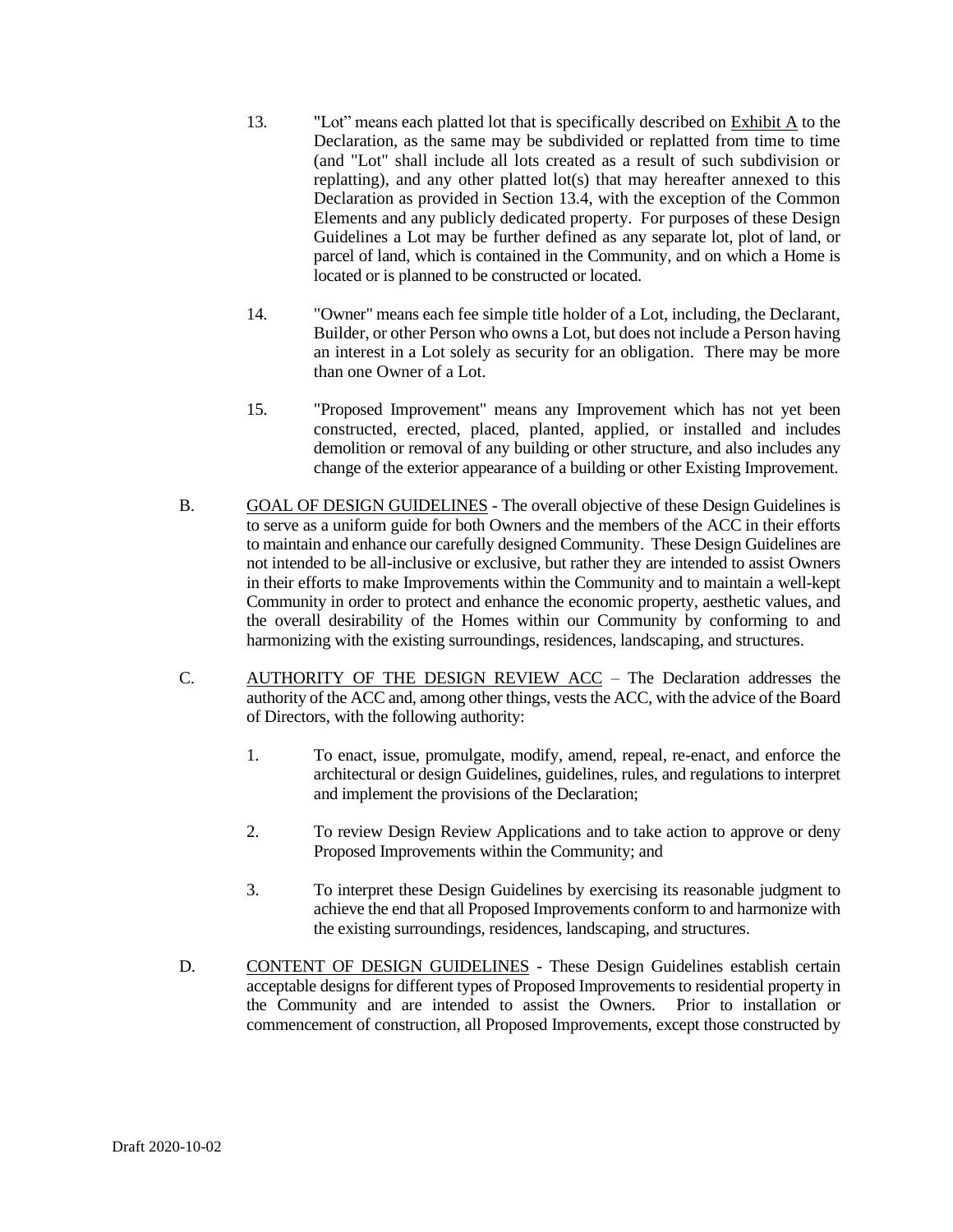13. "Lot" means each platted lot that is specifically described on Exhibit A to the Declaration, as the same may be subdivided or replatted from time to time (and "Lot" shall include all lots created as a result of such subdivision or replatting), and any other platted lot(s) that may hereafter annexed to this Declaration as provided in Section 13.4, with the exception of the Common Elements and any publicly dedicated property. For purposes of these Design Guidelines a Lot may be further defined as any separate lot, plot of land, or parcel of land, which is contained in the Community, and on which a Home is located or is planned to be constructed or located.

14. "Owner" means each fee simple title holder of a Lot, including, the Declarant, Builder, or other Person who owns a Lot, but does not include a Person having an interest in a Lot solely as security for an obligation. There may be more than one Owner of a Lot.

15. "Proposed Improvement" means any Improvement which has not yet been constructed, erected, placed, planted, applied, or installed and includes demolition or removal of any building or other structure, and also includes any change of the exterior appearance of a building or other Existing Improvement.

B. GOAL OF DESIGN GUIDELINES - The overall objective of these Design Guidelines is to serve as a uniform guide for both Owners and the members of the ACC in their efforts to maintain and enhance our carefully designed Community. These Design Guidelines are not intended to be all-inclusive or exclusive, but rather they are intended to assist Owners in their efforts to make Improvements within the Community and to maintain a well-kept Community in order to protect and enhance the economic property, aesthetic values, and the overall desirability of the Homes within our Community by conforming to and harmonizing with the existing surroundings, residences, landscaping, and structures.

C. AUTHORITY OF THE DESIGN REVIEW ACC – The Declaration addresses the authority of the ACC and, among other things, vests the ACC, with the advice of the Board of Directors, with the following authority:

1. To enact, issue, promulgate, modify, amend, repeal, re-enact, and enforce the architectural or design Guidelines, guidelines, rules, and regulations to interpret and implement the provisions of the Declaration;

2. To review Design Review Applications and to take action to approve or deny Proposed Improvements within the Community; and

3. To interpret these Design Guidelines by exercising its reasonable judgment to achieve the end that all Proposed Improvements conform to and harmonize with the existing surroundings, residences, landscaping, and structures.

D. CONTENT OF DESIGN GUIDELINES - These Design Guidelines establish certain acceptable designs for different types of Proposed Improvements to residential property in the Community and are intended to assist the Owners. Prior to installation or commencement of construction, all Proposed Improvements, except those constructed by

Draft 2020-10-02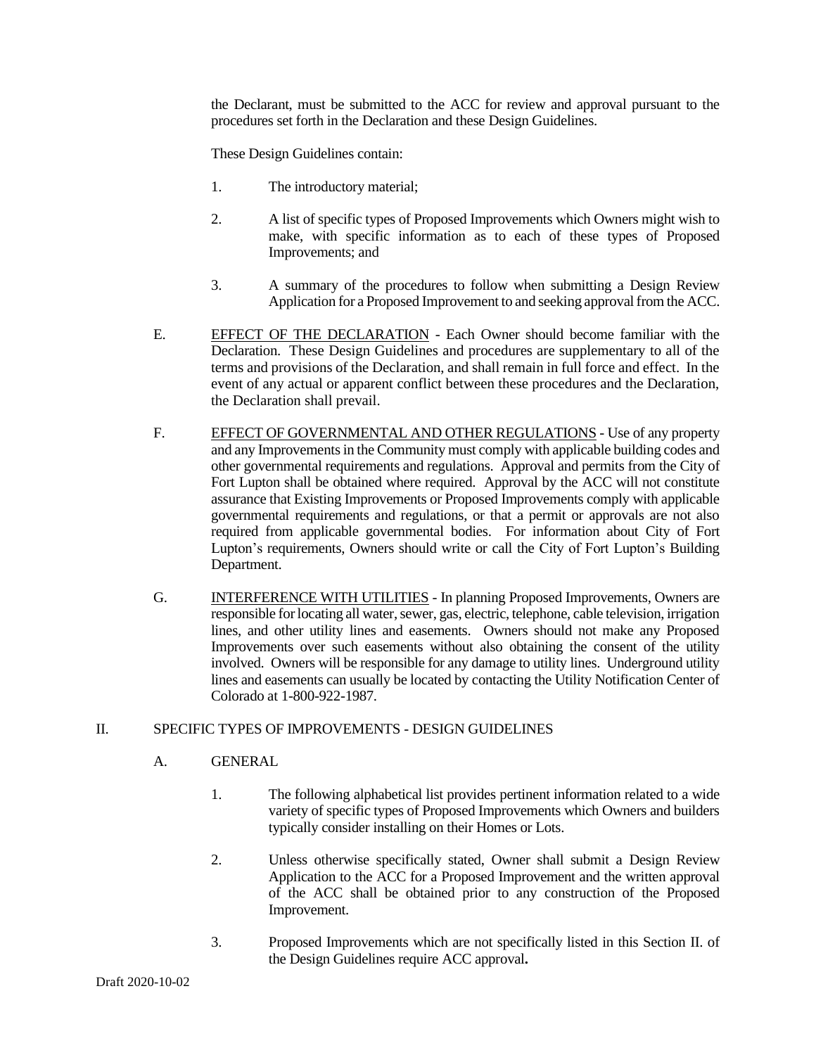the Declarant, must be submitted to the ACC for review and approval pursuant to the procedures set forth in the Declaration and these Design Guidelines.

These Design Guidelines contain:

1. The introductory material;

2. A list of specific types of Proposed Improvements which Owners might wish to make, with specific information as to each of these types of Proposed Improvements; and

3. A summary of the procedures to follow when submitting a Design Review Application for a Proposed Improvement to and seeking approval from the ACC.

E. <u>EFFECT OF THE DECLARATION</u> - Each Owner should become familiar with the Declaration. These Design Guidelines and procedures are supplementary to all of the terms and provisions of the Declaration, and shall remain in full force and effect. In the event of any actual or apparent conflict between these procedures and the Declaration, the Declaration shall prevail.

F. <u>EFFECT OF GOVERNMENTAL AND OTHER REGULATIONS</u> - Use of any property and any Improvements in the Community must comply with applicable building codes and other governmental requirements and regulations. Approval and permits from the City of Fort Lupton shall be obtained where required. Approval by the ACC will not constitute assurance that Existing Improvements or Proposed Improvements comply with applicable governmental requirements and regulations, or that a permit or approvals are not also required from applicable governmental bodies. For information about City of Fort Lupton's requirements, Owners should write or call the City of Fort Lupton's Building Department.

G. <u>INTERFERENCE WITH UTILITIES</u> - In planning Proposed Improvements, Owners are responsible for locating all water, sewer, gas, electric, telephone, cable television, irrigation lines, and other utility lines and easements. Owners should not make any Proposed Improvements over such easements without also obtaining the consent of the utility involved. Owners will be responsible for any damage to utility lines. Underground utility lines and easements can usually be located by contacting the Utility Notification Center of Colorado at 1-800-922-1987.

## II. SPECIFIC TYPES OF IMPROVEMENTS - DESIGN GUIDELINES

### A. GENERAL

1. The following alphabetical list provides pertinent information related to a wide variety of specific types of Proposed Improvements which Owners and builders typically consider installing on their Homes or Lots.

2. Unless otherwise specifically stated, Owner shall submit a Design Review Application to the ACC for a Proposed Improvement and the written approval of the ACC shall be obtained prior to any construction of the Proposed Improvement.

3. Proposed Improvements which are not specifically listed in this Section II. of the Design Guidelines require ACC approval**.**

Draft 2020-10-02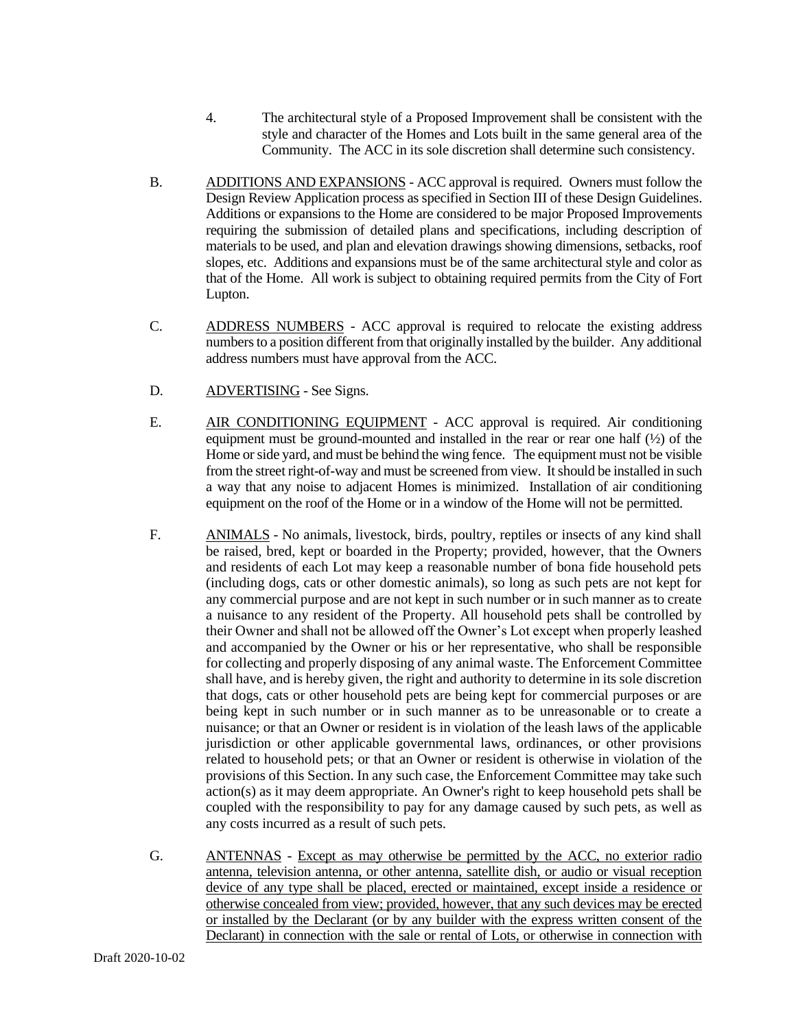4. The architectural style of a Proposed Improvement shall be consistent with the style and character of the Homes and Lots built in the same general area of the Community. The ACC in its sole discretion shall determine such consistency.

B. <u>ADDITIONS AND EXPANSIONS</u> - ACC approval is required. Owners must follow the Design Review Application process as specified in Section III of these Design Guidelines. Additions or expansions to the Home are considered to be major Proposed Improvements requiring the submission of detailed plans and specifications, including description of materials to be used, and plan and elevation drawings showing dimensions, setbacks, roof slopes, etc. Additions and expansions must be of the same architectural style and color as that of the Home. All work is subject to obtaining required permits from the City of Fort Lupton.

C. <u>ADDRESS NUMBERS</u> - ACC approval is required to relocate the existing address numbers to a position different from that originally installed by the builder. Any additional address numbers must have approval from the ACC.

D. <u>ADVERTISING</u> - See Signs.

E. <u>AIR CONDITIONING EQUIPMENT</u> - ACC approval is required. Air conditioning equipment must be ground-mounted and installed in the rear or rear one half (½) of the Home or side yard, and must be behind the wing fence. The equipment must not be visible from the street right-of-way and must be screened from view. It should be installed in such a way that any noise to adjacent Homes is minimized. Installation of air conditioning equipment on the roof of the Home or in a window of the Home will not be permitted.

F. <u>ANIMALS</u> - No animals, livestock, birds, poultry, reptiles or insects of any kind shall be raised, bred, kept or boarded in the Property; provided, however, that the Owners and residents of each Lot may keep a reasonable number of bona fide household pets (including dogs, cats or other domestic animals), so long as such pets are not kept for any commercial purpose and are not kept in such number or in such manner as to create a nuisance to any resident of the Property. All household pets shall be controlled by their Owner and shall not be allowed off the Owner's Lot except when properly leashed and accompanied by the Owner or his or her representative, who shall be responsible for collecting and properly disposing of any animal waste. The Enforcement Committee shall have, and is hereby given, the right and authority to determine in its sole discretion that dogs, cats or other household pets are being kept for commercial purposes or are being kept in such number or in such manner as to be unreasonable or to create a nuisance; or that an Owner or resident is in violation of the leash laws of the applicable jurisdiction or other applicable governmental laws, ordinances, or other provisions related to household pets; or that an Owner or resident is otherwise in violation of the provisions of this Section. In any such case, the Enforcement Committee may take such action(s) as it may deem appropriate. An Owner's right to keep household pets shall be coupled with the responsibility to pay for any damage caused by such pets, as well as any costs incurred as a result of such pets.

G. <u>ANTENNAS</u> - <u>Except as may otherwise be permitted by the ACC, no exterior radio antenna, television antenna, or other antenna, satellite dish, or audio or visual reception device of any type shall be placed, erected or maintained, except inside a residence or otherwise concealed from view; provided, however, that any such devices may be erected or installed by the Declarant (or by any builder with the express written consent of the Declarant) in connection with the sale or rental of Lots, or otherwise in connection with</u>

Draft 2020-10-02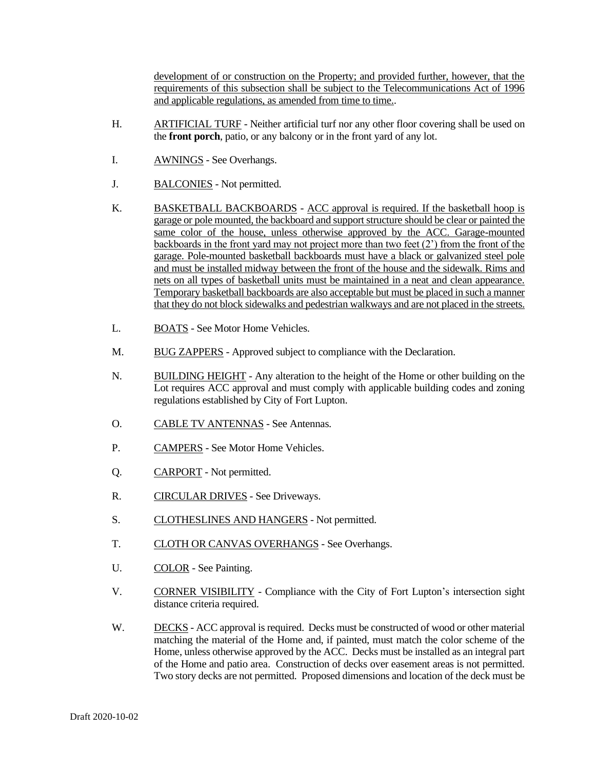development of or construction on the Property; and provided further, however, that the requirements of this subsection shall be subject to the Telecommunications Act of 1996 and applicable regulations, as amended from time to time..

H. ARTIFICIAL TURF - Neither artificial turf nor any other floor covering shall be used on the **front porch**, patio, or any balcony or in the front yard of any lot.

I. AWNINGS - See Overhangs.

J. BALCONIES - Not permitted.

K. BASKETBALL BACKBOARDS - ACC approval is required. If the basketball hoop is garage or pole mounted, the backboard and support structure should be clear or painted the same color of the house, unless otherwise approved by the ACC. Garage-mounted backboards in the front yard may not project more than two feet (2') from the front of the garage. Pole-mounted basketball backboards must have a black or galvanized steel pole and must be installed midway between the front of the house and the sidewalk. Rims and nets on all types of basketball units must be maintained in a neat and clean appearance. Temporary basketball backboards are also acceptable but must be placed in such a manner that they do not block sidewalks and pedestrian walkways and are not placed in the streets.

L. BOATS - See Motor Home Vehicles.

M. BUG ZAPPERS - Approved subject to compliance with the Declaration.

N. BUILDING HEIGHT - Any alteration to the height of the Home or other building on the Lot requires ACC approval and must comply with applicable building codes and zoning regulations established by City of Fort Lupton.

O. CABLE TV ANTENNAS - See Antennas.

P. CAMPERS - See Motor Home Vehicles.

Q. CARPORT - Not permitted.

R. CIRCULAR DRIVES - See Driveways.

S. CLOTHESLINES AND HANGERS - Not permitted.

T. CLOTH OR CANVAS OVERHANGS - See Overhangs.

U. COLOR - See Painting.

V. CORNER VISIBILITY - Compliance with the City of Fort Lupton's intersection sight distance criteria required.

W. DECKS - ACC approval is required. Decks must be constructed of wood or other material matching the material of the Home and, if painted, must match the color scheme of the Home, unless otherwise approved by the ACC. Decks must be installed as an integral part of the Home and patio area. Construction of decks over easement areas is not permitted. Two story decks are not permitted. Proposed dimensions and location of the deck must be

Draft 2020-10-02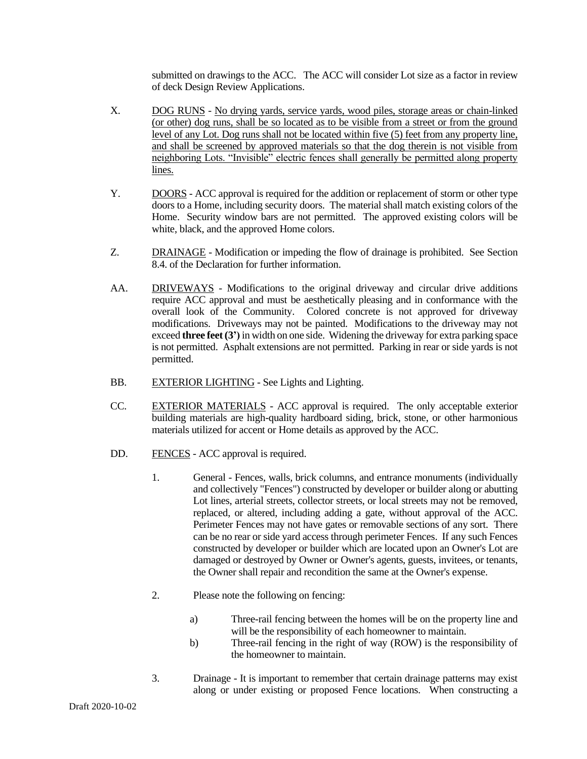submitted on drawings to the ACC. The ACC will consider Lot size as a factor in review of deck Design Review Applications.

X. <u>DOG RUNS</u> - <u>No drying yards, service yards, wood piles, storage areas or chain-linked (or other) dog runs, shall be so located as to be visible from a street or from the ground level of any Lot. Dog runs shall not be located within five (5) feet from any property line, and shall be screened by approved materials so that the dog therein is not visible from neighboring Lots. "Invisible" electric fences shall generally be permitted along property lines.</u>

Y. <u>DOORS</u> - ACC approval is required for the addition or replacement of storm or other type doors to a Home, including security doors. The material shall match existing colors of the Home. Security window bars are not permitted. The approved existing colors will be white, black, and the approved Home colors.

Z. <u>DRAINAGE</u> - Modification or impeding the flow of drainage is prohibited. See Section 8.4. of the Declaration for further information.

AA. <u>DRIVEWAYS</u> - Modifications to the original driveway and circular drive additions require ACC approval and must be aesthetically pleasing and in conformance with the overall look of the Community. Colored concrete is not approved for driveway modifications. Driveways may not be painted. Modifications to the driveway may not exceed **three feet (3')** in width on one side. Widening the driveway for extra parking space is not permitted. Asphalt extensions are not permitted. Parking in rear or side yards is not permitted.

BB. <u>EXTERIOR LIGHTING</u> - See Lights and Lighting.

CC. <u>EXTERIOR MATERIALS</u> - ACC approval is required. The only acceptable exterior building materials are high-quality hardboard siding, brick, stone, or other harmonious materials utilized for accent or Home details as approved by the ACC.

DD. <u>FENCES</u> - ACC approval is required.

1. General - Fences, walls, brick columns, and entrance monuments (individually and collectively "Fences") constructed by developer or builder along or abutting Lot lines, arterial streets, collector streets, or local streets may not be removed, replaced, or altered, including adding a gate, without approval of the ACC. Perimeter Fences may not have gates or removable sections of any sort. There can be no rear or side yard access through perimeter Fences. If any such Fences constructed by developer or builder which are located upon an Owner's Lot are damaged or destroyed by Owner or Owner's agents, guests, invitees, or tenants, the Owner shall repair and recondition the same at the Owner's expense.

2. Please note the following on fencing:

   a) Three-rail fencing between the homes will be on the property line and will be the responsibility of each homeowner to maintain.
   b) Three-rail fencing in the right of way (ROW) is the responsibility of the homeowner to maintain.

3. Drainage - It is important to remember that certain drainage patterns may exist along or under existing or proposed Fence locations. When constructing a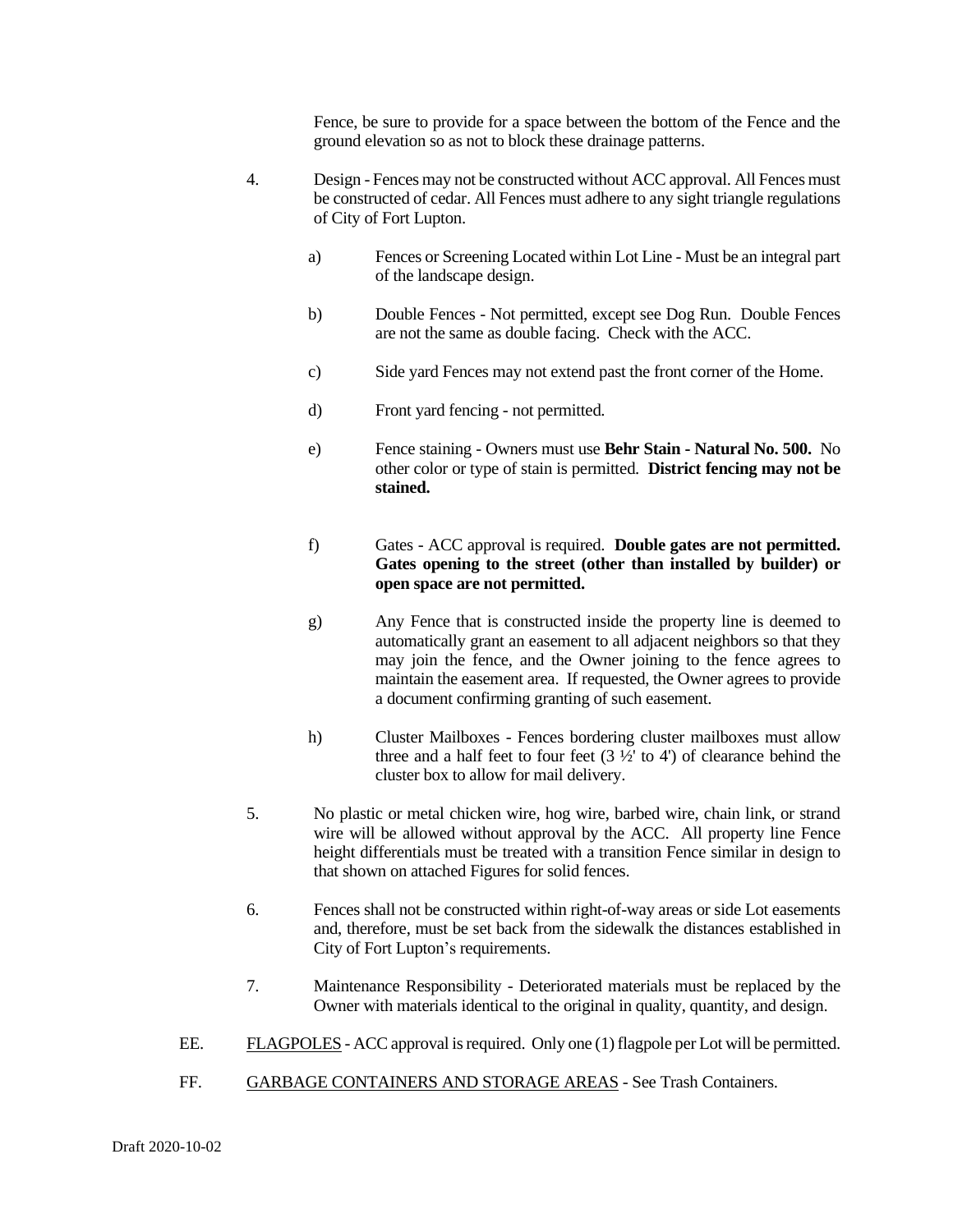Fence, be sure to provide for a space between the bottom of the Fence and the ground elevation so as not to block these drainage patterns.

4. Design - Fences may not be constructed without ACC approval. All Fences must be constructed of cedar. All Fences must adhere to any sight triangle regulations of City of Fort Lupton.

   a) Fences or Screening Located within Lot Line - Must be an integral part of the landscape design.

   b) Double Fences - Not permitted, except see Dog Run. Double Fences are not the same as double facing. Check with the ACC.

   c) Side yard Fences may not extend past the front corner of the Home.

   d) Front yard fencing - not permitted.

   e) Fence staining - Owners must use **Behr Stain - Natural No. 500.** No other color or type of stain is permitted. **District fencing may not be stained.**

   f) Gates - ACC approval is required. **Double gates are not permitted. Gates opening to the street (other than installed by builder) or open space are not permitted.**

   g) Any Fence that is constructed inside the property line is deemed to automatically grant an easement to all adjacent neighbors so that they may join the fence, and the Owner joining to the fence agrees to maintain the easement area. If requested, the Owner agrees to provide a document confirming granting of such easement.

   h) Cluster Mailboxes - Fences bordering cluster mailboxes must allow three and a half feet to four feet (3 ½' to 4') of clearance behind the cluster box to allow for mail delivery.

5. No plastic or metal chicken wire, hog wire, barbed wire, chain link, or strand wire will be allowed without approval by the ACC. All property line Fence height differentials must be treated with a transition Fence similar in design to that shown on attached Figures for solid fences.

6. Fences shall not be constructed within right-of-way areas or side Lot easements and, therefore, must be set back from the sidewalk the distances established in City of Fort Lupton's requirements.

7. Maintenance Responsibility - Deteriorated materials must be replaced by the Owner with materials identical to the original in quality, quantity, and design.

EE. FLAGPOLES - ACC approval is required. Only one (1) flagpole per Lot will be permitted.

FF. GARBAGE CONTAINERS AND STORAGE AREAS - See Trash Containers.

Draft 2020-10-02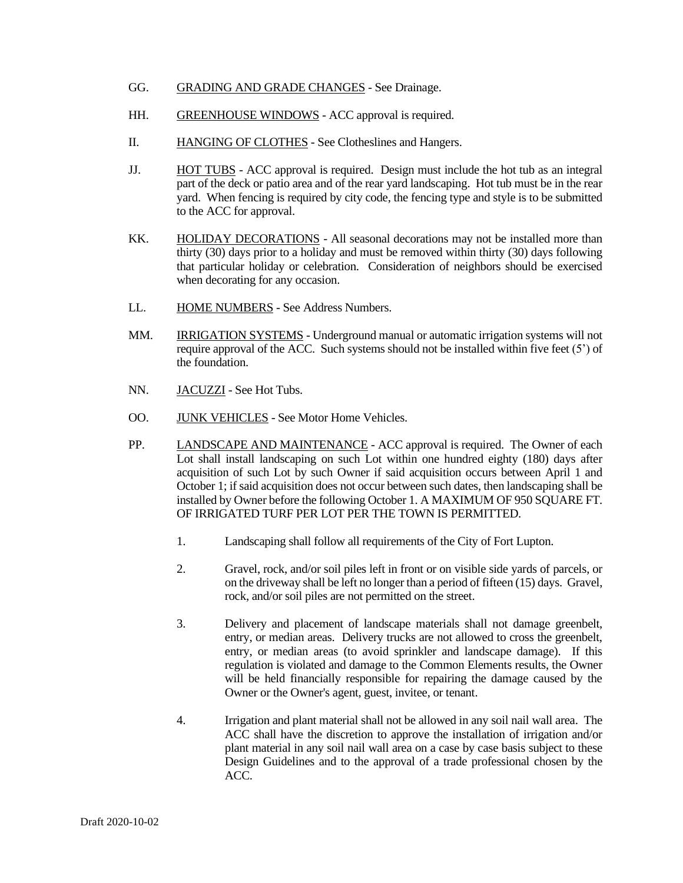GG. <u>GRADING AND GRADE CHANGES</u> - See Drainage.

HH. <u>GREENHOUSE WINDOWS</u> - ACC approval is required.

II. <u>HANGING OF CLOTHES</u> - See Clotheslines and Hangers.

JJ. <u>HOT TUBS</u> - ACC approval is required. Design must include the hot tub as an integral part of the deck or patio area and of the rear yard landscaping. Hot tub must be in the rear yard. When fencing is required by city code, the fencing type and style is to be submitted to the ACC for approval.

KK. <u>HOLIDAY DECORATIONS</u> - All seasonal decorations may not be installed more than thirty (30) days prior to a holiday and must be removed within thirty (30) days following that particular holiday or celebration. Consideration of neighbors should be exercised when decorating for any occasion.

LL. <u>HOME NUMBERS</u> - See Address Numbers.

MM. <u>IRRIGATION SYSTEMS</u> - Underground manual or automatic irrigation systems will not require approval of the ACC. Such systems should not be installed within five feet (5') of the foundation.

NN. <u>JACUZZI</u> - See Hot Tubs.

OO. <u>JUNK VEHICLES</u> - See Motor Home Vehicles.

PP. <u>LANDSCAPE AND MAINTENANCE</u> - ACC approval is required. The Owner of each Lot shall install landscaping on such Lot within one hundred eighty (180) days after acquisition of such Lot by such Owner if said acquisition occurs between April 1 and October 1; if said acquisition does not occur between such dates, then landscaping shall be installed by Owner before the following October 1. A MAXIMUM OF 950 SQUARE FT. OF IRRIGATED TURF PER LOT PER THE TOWN IS PERMITTED.

1. Landscaping shall follow all requirements of the City of Fort Lupton.

2. Gravel, rock, and/or soil piles left in front or on visible side yards of parcels, or on the driveway shall be left no longer than a period of fifteen (15) days. Gravel, rock, and/or soil piles are not permitted on the street.

3. Delivery and placement of landscape materials shall not damage greenbelt, entry, or median areas. Delivery trucks are not allowed to cross the greenbelt, entry, or median areas (to avoid sprinkler and landscape damage). If this regulation is violated and damage to the Common Elements results, the Owner will be held financially responsible for repairing the damage caused by the Owner or the Owner's agent, guest, invitee, or tenant.

4. Irrigation and plant material shall not be allowed in any soil nail wall area. The ACC shall have the discretion to approve the installation of irrigation and/or plant material in any soil nail wall area on a case by case basis subject to these Design Guidelines and to the approval of a trade professional chosen by the ACC.

Draft 2020-10-02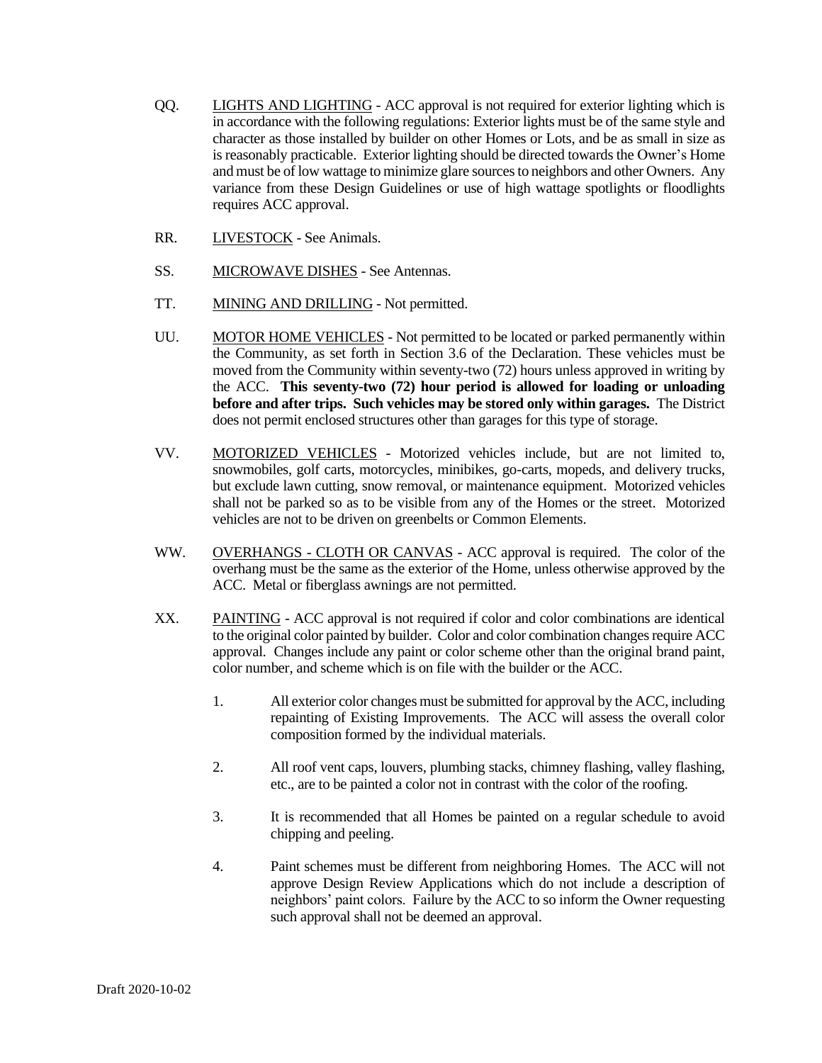QQ. LIGHTS AND LIGHTING - ACC approval is not required for exterior lighting which is in accordance with the following regulations: Exterior lights must be of the same style and character as those installed by builder on other Homes or Lots, and be as small in size as is reasonably practicable. Exterior lighting should be directed towards the Owner's Home and must be of low wattage to minimize glare sources to neighbors and other Owners. Any variance from these Design Guidelines or use of high wattage spotlights or floodlights requires ACC approval.

RR. LIVESTOCK - See Animals.

SS. MICROWAVE DISHES - See Antennas.

TT. MINING AND DRILLING - Not permitted.

UU. MOTOR HOME VEHICLES - Not permitted to be located or parked permanently within the Community, as set forth in Section 3.6 of the Declaration. These vehicles must be moved from the Community within seventy-two (72) hours unless approved in writing by the ACC. **This seventy-two (72) hour period is allowed for loading or unloading before and after trips. Such vehicles may be stored only within garages.** The District does not permit enclosed structures other than garages for this type of storage.

VV. MOTORIZED VEHICLES - Motorized vehicles include, but are not limited to, snowmobiles, golf carts, motorcycles, minibikes, go-carts, mopeds, and delivery trucks, but exclude lawn cutting, snow removal, or maintenance equipment. Motorized vehicles shall not be parked so as to be visible from any of the Homes or the street. Motorized vehicles are not to be driven on greenbelts or Common Elements.

WW. OVERHANGS - CLOTH OR CANVAS - ACC approval is required. The color of the overhang must be the same as the exterior of the Home, unless otherwise approved by the ACC. Metal or fiberglass awnings are not permitted.

XX. PAINTING - ACC approval is not required if color and color combinations are identical to the original color painted by builder. Color and color combination changes require ACC approval. Changes include any paint or color scheme other than the original brand paint, color number, and scheme which is on file with the builder or the ACC.

1. All exterior color changes must be submitted for approval by the ACC, including repainting of Existing Improvements. The ACC will assess the overall color composition formed by the individual materials.

2. All roof vent caps, louvers, plumbing stacks, chimney flashing, valley flashing, etc., are to be painted a color not in contrast with the color of the roofing.

3. It is recommended that all Homes be painted on a regular schedule to avoid chipping and peeling.

4. Paint schemes must be different from neighboring Homes. The ACC will not approve Design Review Applications which do not include a description of neighbors' paint colors. Failure by the ACC to so inform the Owner requesting such approval shall not be deemed an approval.

Draft 2020-10-02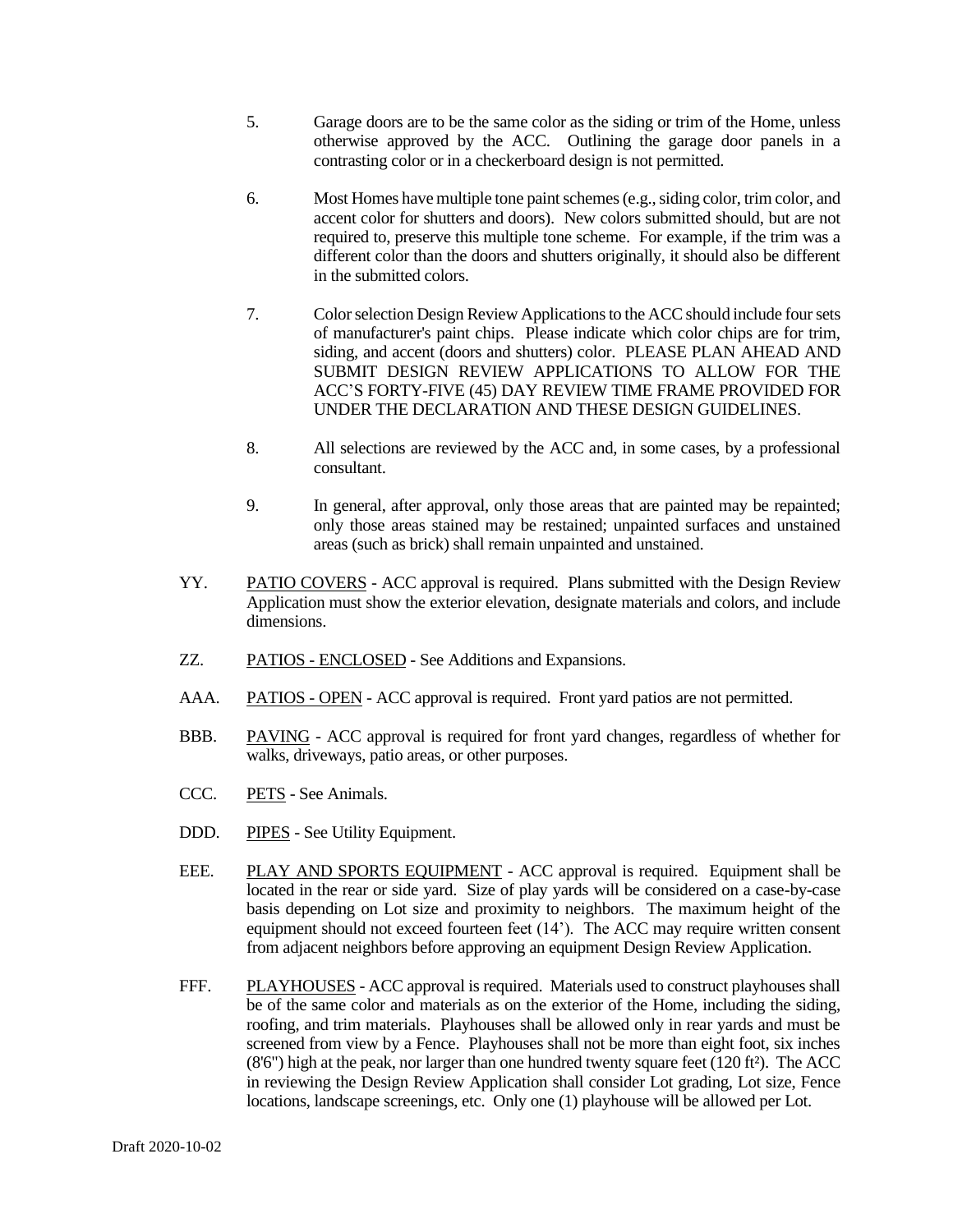5. Garage doors are to be the same color as the siding or trim of the Home, unless otherwise approved by the ACC. Outlining the garage door panels in a contrasting color or in a checkerboard design is not permitted.

6. Most Homes have multiple tone paint schemes (e.g., siding color, trim color, and accent color for shutters and doors). New colors submitted should, but are not required to, preserve this multiple tone scheme. For example, if the trim was a different color than the doors and shutters originally, it should also be different in the submitted colors.

7. Color selection Design Review Applications to the ACC should include four sets of manufacturer's paint chips. Please indicate which color chips are for trim, siding, and accent (doors and shutters) color. PLEASE PLAN AHEAD AND SUBMIT DESIGN REVIEW APPLICATIONS TO ALLOW FOR THE ACC'S FORTY-FIVE (45) DAY REVIEW TIME FRAME PROVIDED FOR UNDER THE DECLARATION AND THESE DESIGN GUIDELINES.

8. All selections are reviewed by the ACC and, in some cases, by a professional consultant.

9. In general, after approval, only those areas that are painted may be repainted; only those areas stained may be restained; unpainted surfaces and unstained areas (such as brick) shall remain unpainted and unstained.

YY. <u>PATIO COVERS</u> - ACC approval is required. Plans submitted with the Design Review Application must show the exterior elevation, designate materials and colors, and include dimensions.

ZZ. <u>PATIOS - ENCLOSED</u> - See Additions and Expansions.

AAA. <u>PATIOS - OPEN</u> - ACC approval is required. Front yard patios are not permitted.

BBB. <u>PAVING</u> - ACC approval is required for front yard changes, regardless of whether for walks, driveways, patio areas, or other purposes.

CCC. <u>PETS</u> - See Animals.

DDD. <u>PIPES</u> - See Utility Equipment.

EEE. <u>PLAY AND SPORTS EQUIPMENT</u> - ACC approval is required. Equipment shall be located in the rear or side yard. Size of play yards will be considered on a case-by-case basis depending on Lot size and proximity to neighbors. The maximum height of the equipment should not exceed fourteen feet (14'). The ACC may require written consent from adjacent neighbors before approving an equipment Design Review Application.

FFF. <u>PLAYHOUSES</u> - ACC approval is required. Materials used to construct playhouses shall be of the same color and materials as on the exterior of the Home, including the siding, roofing, and trim materials. Playhouses shall be allowed only in rear yards and must be screened from view by a Fence. Playhouses shall not be more than eight foot, six inches (8'6") high at the peak, nor larger than one hundred twenty square feet (120 $ft^2$). The ACC in reviewing the Design Review Application shall consider Lot grading, Lot size, Fence locations, landscape screenings, etc. Only one (1) playhouse will be allowed per Lot.

Draft 2020-10-02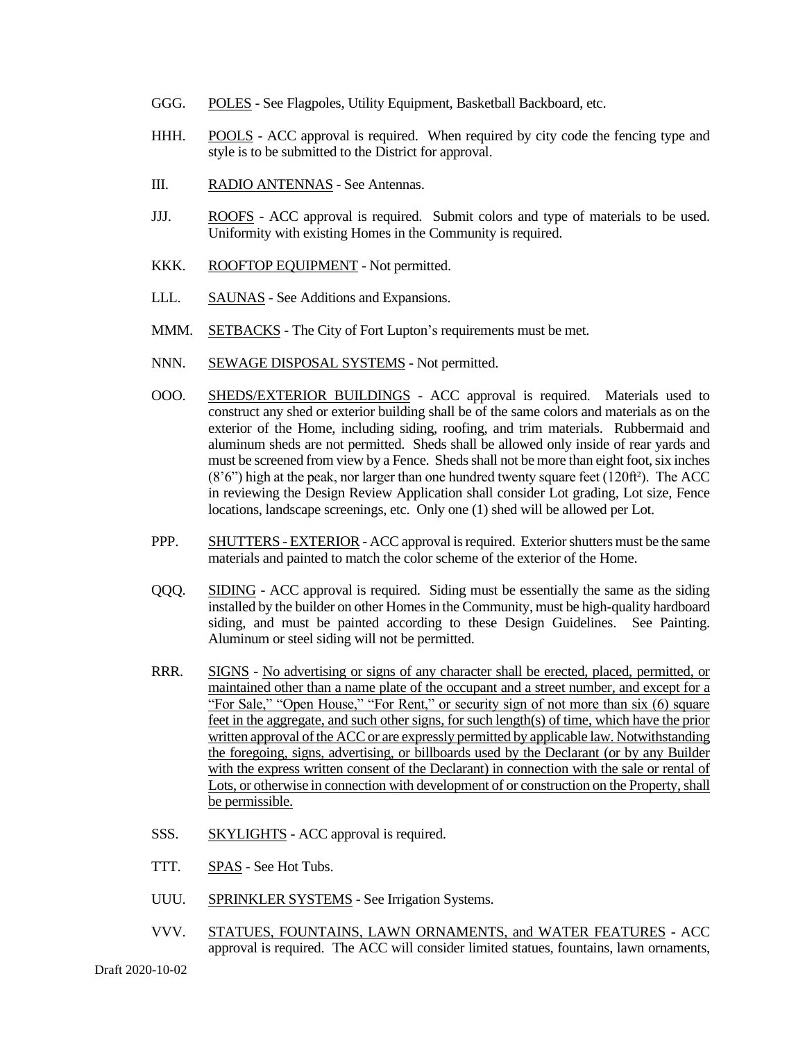GGG. POLES - See Flagpoles, Utility Equipment, Basketball Backboard, etc.

HHH. POOLS - ACC approval is required. When required by city code the fencing type and style is to be submitted to the District for approval.

III. RADIO ANTENNAS - See Antennas.

JJJ. ROOFS - ACC approval is required. Submit colors and type of materials to be used. Uniformity with existing Homes in the Community is required.

KKK. ROOFTOP EQUIPMENT - Not permitted.

LLL. SAUNAS - See Additions and Expansions.

MMM. SETBACKS - The City of Fort Lupton's requirements must be met.

NNN. SEWAGE DISPOSAL SYSTEMS - Not permitted.

OOO. SHEDS/EXTERIOR BUILDINGS - ACC approval is required. Materials used to construct any shed or exterior building shall be of the same colors and materials as on the exterior of the Home, including siding, roofing, and trim materials. Rubbermaid and aluminum sheds are not permitted. Sheds shall be allowed only inside of rear yards and must be screened from view by a Fence. Sheds shall not be more than eight foot, six inches (8'6") high at the peak, nor larger than one hundred twenty square feet (120ft²). The ACC in reviewing the Design Review Application shall consider Lot grading, Lot size, Fence locations, landscape screenings, etc. Only one (1) shed will be allowed per Lot.

PPP. SHUTTERS - EXTERIOR - ACC approval is required. Exterior shutters must be the same materials and painted to match the color scheme of the exterior of the Home.

QQQ. SIDING - ACC approval is required. Siding must be essentially the same as the siding installed by the builder on other Homes in the Community, must be high-quality hardboard siding, and must be painted according to these Design Guidelines. See Painting. Aluminum or steel siding will not be permitted.

RRR. SIGNS - No advertising or signs of any character shall be erected, placed, permitted, or maintained other than a name plate of the occupant and a street number, and except for a "For Sale," "Open House," "For Rent," or security sign of not more than six (6) square feet in the aggregate, and such other signs, for such length(s) of time, which have the prior written approval of the ACC or are expressly permitted by applicable law. Notwithstanding the foregoing, signs, advertising, or billboards used by the Declarant (or by any Builder with the express written consent of the Declarant) in connection with the sale or rental of Lots, or otherwise in connection with development of or construction on the Property, shall be permissible.

SSS. SKYLIGHTS - ACC approval is required.

TTT. SPAS - See Hot Tubs.

UUU. SPRINKLER SYSTEMS - See Irrigation Systems.

VVV. STATUES, FOUNTAINS, LAWN ORNAMENTS, and WATER FEATURES - ACC approval is required. The ACC will consider limited statues, fountains, lawn ornaments,

Draft 2020-10-02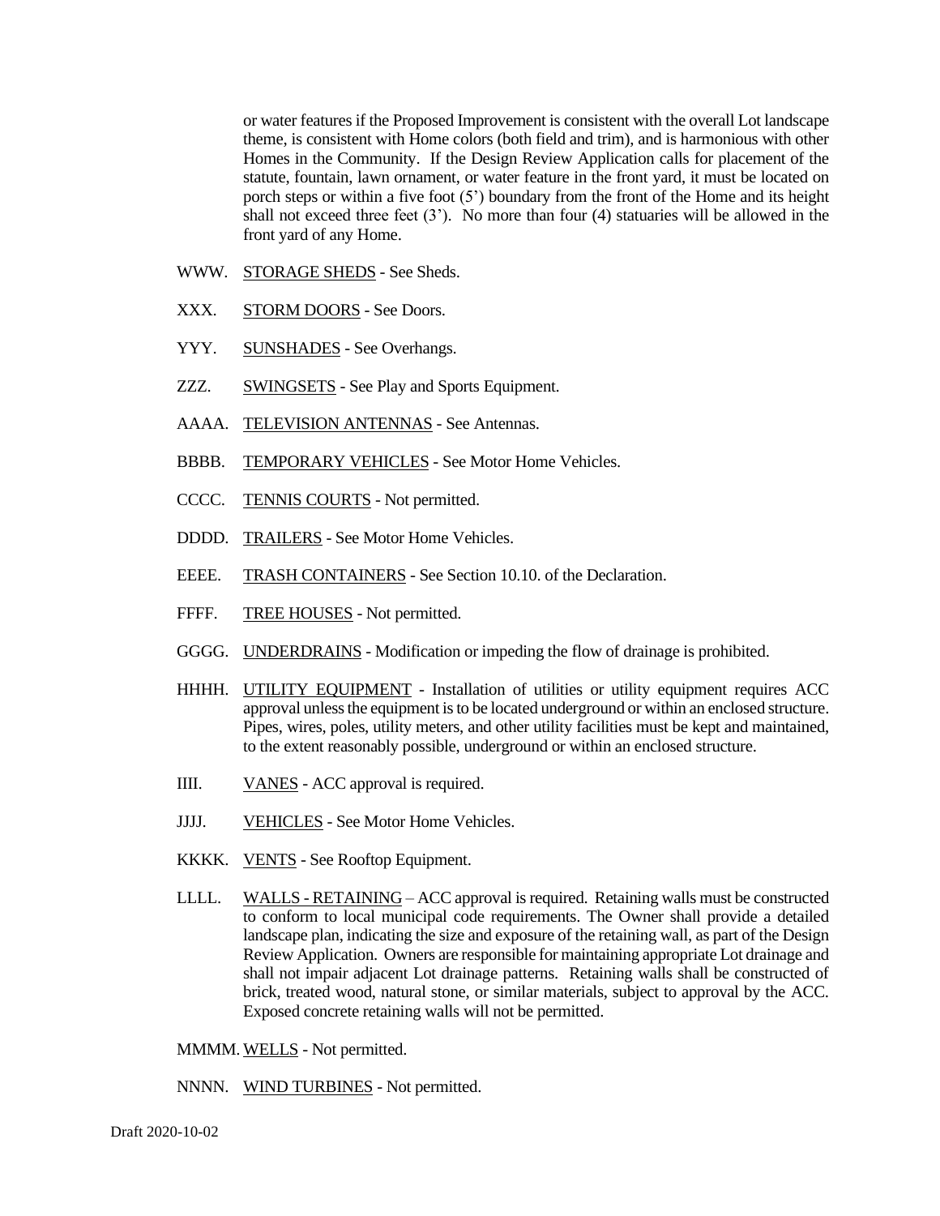or water features if the Proposed Improvement is consistent with the overall Lot landscape theme, is consistent with Home colors (both field and trim), and is harmonious with other Homes in the Community. If the Design Review Application calls for placement of the statute, fountain, lawn ornament, or water feature in the front yard, it must be located on porch steps or within a five foot (5') boundary from the front of the Home and its height shall not exceed three feet (3'). No more than four (4) statuaries will be allowed in the front yard of any Home.

WWW. STORAGE SHEDS - See Sheds.

XXX. STORM DOORS - See Doors.

YYY. SUNSHADES - See Overhangs.

ZZZ. SWINGSETS - See Play and Sports Equipment.

AAAA. TELEVISION ANTENNAS - See Antennas.

BBBB. TEMPORARY VEHICLES - See Motor Home Vehicles.

CCCC. TENNIS COURTS - Not permitted.

DDDD. TRAILERS - See Motor Home Vehicles.

EEEE. TRASH CONTAINERS - See Section 10.10. of the Declaration.

FFFF. TREE HOUSES - Not permitted.

GGGG. UNDERDRAINS - Modification or impeding the flow of drainage is prohibited.

HHHH. UTILITY EQUIPMENT - Installation of utilities or utility equipment requires ACC approval unless the equipment is to be located underground or within an enclosed structure. Pipes, wires, poles, utility meters, and other utility facilities must be kept and maintained, to the extent reasonably possible, underground or within an enclosed structure.

IIII. VANES - ACC approval is required.

JJJJ. VEHICLES - See Motor Home Vehicles.

KKKK. VENTS - See Rooftop Equipment.

LLLL. WALLS - RETAINING – ACC approval is required. Retaining walls must be constructed to conform to local municipal code requirements. The Owner shall provide a detailed landscape plan, indicating the size and exposure of the retaining wall, as part of the Design Review Application. Owners are responsible for maintaining appropriate Lot drainage and shall not impair adjacent Lot drainage patterns. Retaining walls shall be constructed of brick, treated wood, natural stone, or similar materials, subject to approval by the ACC. Exposed concrete retaining walls will not be permitted.

MMMM. WELLS - Not permitted.

NNNN. WIND TURBINES - Not permitted.

Draft 2020-10-02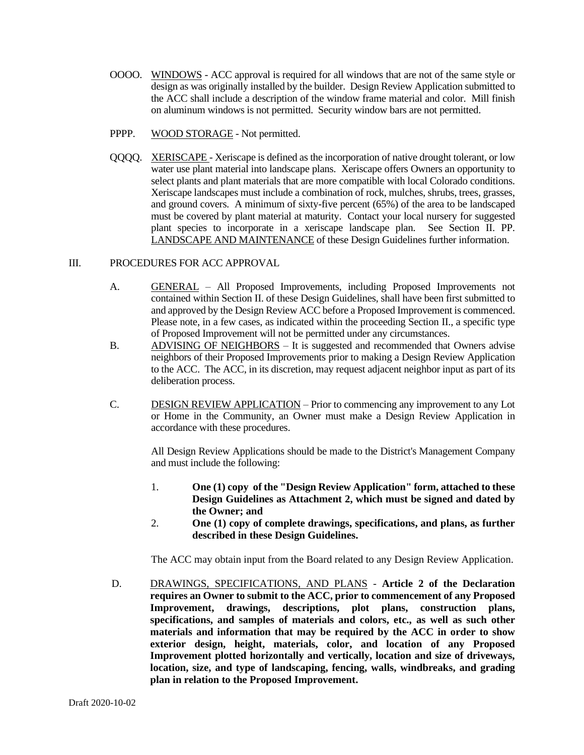OOOO. WINDOWS - ACC approval is required for all windows that are not of the same style or design as was originally installed by the builder. Design Review Application submitted to the ACC shall include a description of the window frame material and color. Mill finish on aluminum windows is not permitted. Security window bars are not permitted.

PPPP. WOOD STORAGE - Not permitted.

QQQQ. XERISCAPE - Xeriscape is defined as the incorporation of native drought tolerant, or low water use plant material into landscape plans. Xeriscape offers Owners an opportunity to select plants and plant materials that are more compatible with local Colorado conditions. Xeriscape landscapes must include a combination of rock, mulches, shrubs, trees, grasses, and ground covers. A minimum of sixty-five percent (65%) of the area to be landscaped must be covered by plant material at maturity. Contact your local nursery for suggested plant species to incorporate in a xeriscape landscape plan. See Section II. PP. LANDSCAPE AND MAINTENANCE of these Design Guidelines further information.

## III. PROCEDURES FOR ACC APPROVAL

A. GENERAL – All Proposed Improvements, including Proposed Improvements not contained within Section II. of these Design Guidelines, shall have been first submitted to and approved by the Design Review ACC before a Proposed Improvement is commenced. Please note, in a few cases, as indicated within the proceeding Section II., a specific type of Proposed Improvement will not be permitted under any circumstances.

B. ADVISING OF NEIGHBORS – It is suggested and recommended that Owners advise neighbors of their Proposed Improvements prior to making a Design Review Application to the ACC. The ACC, in its discretion, may request adjacent neighbor input as part of its deliberation process.

C. DESIGN REVIEW APPLICATION – Prior to commencing any improvement to any Lot or Home in the Community, an Owner must make a Design Review Application in accordance with these procedures.

All Design Review Applications should be made to the District's Management Company and must include the following:

1. **One (1) copy of the "Design Review Application" form, attached to these Design Guidelines as Attachment 2, which must be signed and dated by the Owner; and**
2. **One (1) copy of complete drawings, specifications, and plans, as further described in these Design Guidelines.**

The ACC may obtain input from the Board related to any Design Review Application.

D. DRAWINGS, SPECIFICATIONS, AND PLANS - **Article 2 of the Declaration requires an Owner to submit to the ACC, prior to commencement of any Proposed Improvement, drawings, descriptions, plot plans, construction plans, specifications, and samples of materials and colors, etc., as well as such other materials and information that may be required by the ACC in order to show exterior design, height, materials, color, and location of any Proposed Improvement plotted horizontally and vertically, location and size of driveways, location, size, and type of landscaping, fencing, walls, windbreaks, and grading plan in relation to the Proposed Improvement.**

Draft 2020-10-02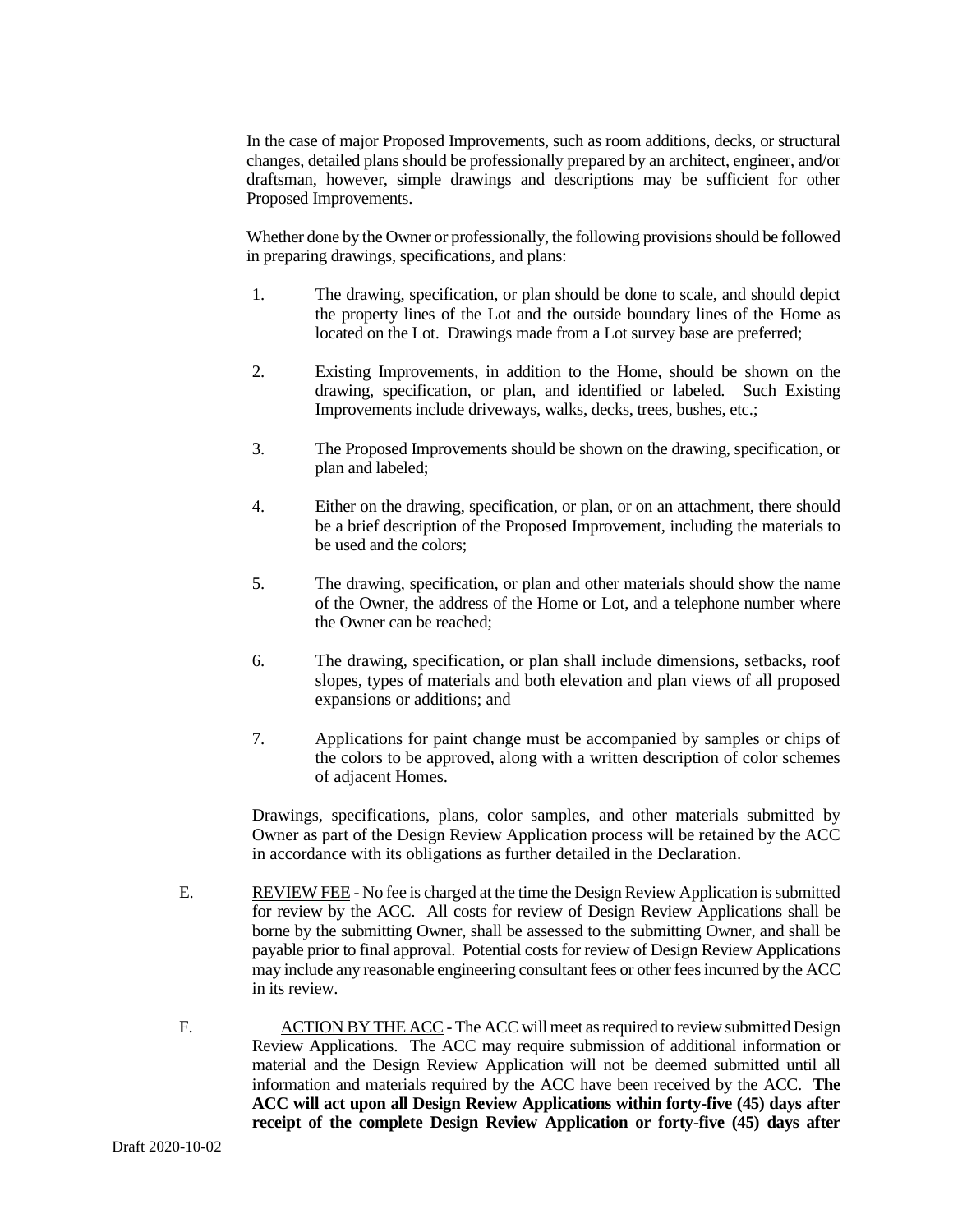In the case of major Proposed Improvements, such as room additions, decks, or structural changes, detailed plans should be professionally prepared by an architect, engineer, and/or draftsman, however, simple drawings and descriptions may be sufficient for other Proposed Improvements.

Whether done by the Owner or professionally, the following provisions should be followed in preparing drawings, specifications, and plans:

1. The drawing, specification, or plan should be done to scale, and should depict the property lines of the Lot and the outside boundary lines of the Home as located on the Lot. Drawings made from a Lot survey base are preferred;

2. Existing Improvements, in addition to the Home, should be shown on the drawing, specification, or plan, and identified or labeled. Such Existing Improvements include driveways, walks, decks, trees, bushes, etc.;

3. The Proposed Improvements should be shown on the drawing, specification, or plan and labeled;

4. Either on the drawing, specification, or plan, or on an attachment, there should be a brief description of the Proposed Improvement, including the materials to be used and the colors;

5. The drawing, specification, or plan and other materials should show the name of the Owner, the address of the Home or Lot, and a telephone number where the Owner can be reached;

6. The drawing, specification, or plan shall include dimensions, setbacks, roof slopes, types of materials and both elevation and plan views of all proposed expansions or additions; and

7. Applications for paint change must be accompanied by samples or chips of the colors to be approved, along with a written description of color schemes of adjacent Homes.

Drawings, specifications, plans, color samples, and other materials submitted by Owner as part of the Design Review Application process will be retained by the ACC in accordance with its obligations as further detailed in the Declaration.

E. <u>REVIEW FEE</u> - No fee is charged at the time the Design Review Application is submitted for review by the ACC. All costs for review of Design Review Applications shall be borne by the submitting Owner, shall be assessed to the submitting Owner, and shall be payable prior to final approval. Potential costs for review of Design Review Applications may include any reasonable engineering consultant fees or other fees incurred by the ACC in its review.

F. <u>ACTION BY THE ACC</u> - The ACC will meet as required to review submitted Design Review Applications. The ACC may require submission of additional information or material and the Design Review Application will not be deemed submitted until all information and materials required by the ACC have been received by the ACC. **The ACC will act upon all Design Review Applications within forty-five (45) days after receipt of the complete Design Review Application or forty-five (45) days after**

Draft 2020-10-02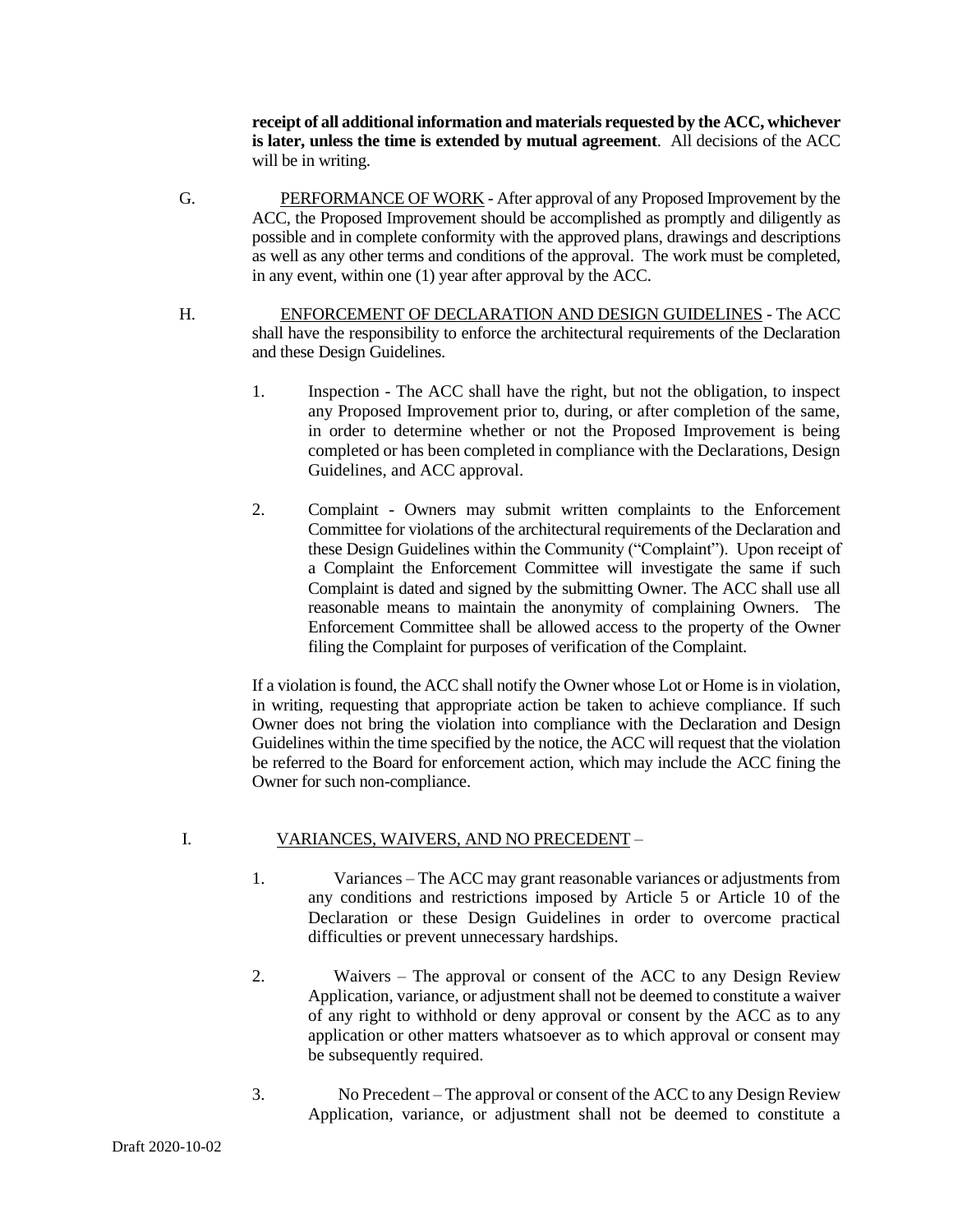**receipt of all additional information and materials requested by the ACC, whichever is later, unless the time is extended by mutual agreement**. All decisions of the ACC will be in writing.

G. PERFORMANCE OF WORK - After approval of any Proposed Improvement by the ACC, the Proposed Improvement should be accomplished as promptly and diligently as possible and in complete conformity with the approved plans, drawings and descriptions as well as any other terms and conditions of the approval. The work must be completed, in any event, within one (1) year after approval by the ACC.

H. ENFORCEMENT OF DECLARATION AND DESIGN GUIDELINES - The ACC shall have the responsibility to enforce the architectural requirements of the Declaration and these Design Guidelines.

1. Inspection - The ACC shall have the right, but not the obligation, to inspect any Proposed Improvement prior to, during, or after completion of the same, in order to determine whether or not the Proposed Improvement is being completed or has been completed in compliance with the Declarations, Design Guidelines, and ACC approval.

2. Complaint - Owners may submit written complaints to the Enforcement Committee for violations of the architectural requirements of the Declaration and these Design Guidelines within the Community ("Complaint"). Upon receipt of a Complaint the Enforcement Committee will investigate the same if such Complaint is dated and signed by the submitting Owner. The ACC shall use all reasonable means to maintain the anonymity of complaining Owners. The Enforcement Committee shall be allowed access to the property of the Owner filing the Complaint for purposes of verification of the Complaint.

If a violation is found, the ACC shall notify the Owner whose Lot or Home is in violation, in writing, requesting that appropriate action be taken to achieve compliance. If such Owner does not bring the violation into compliance with the Declaration and Design Guidelines within the time specified by the notice, the ACC will request that the violation be referred to the Board for enforcement action, which may include the ACC fining the Owner for such non-compliance.

I. VARIANCES, WAIVERS, AND NO PRECEDENT –

1. Variances – The ACC may grant reasonable variances or adjustments from any conditions and restrictions imposed by Article 5 or Article 10 of the Declaration or these Design Guidelines in order to overcome practical difficulties or prevent unnecessary hardships.

2. Waivers – The approval or consent of the ACC to any Design Review Application, variance, or adjustment shall not be deemed to constitute a waiver of any right to withhold or deny approval or consent by the ACC as to any application or other matters whatsoever as to which approval or consent may be subsequently required.

3. No Precedent – The approval or consent of the ACC to any Design Review Application, variance, or adjustment shall not be deemed to constitute a

Draft 2020-10-02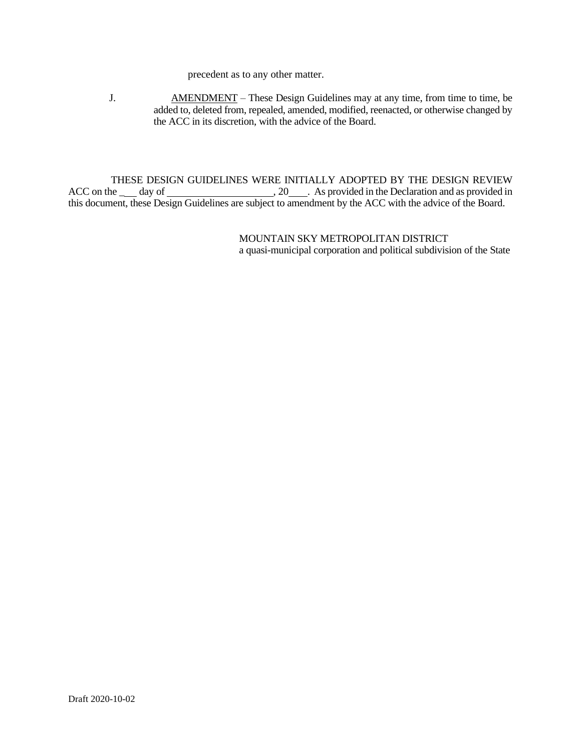precedent as to any other matter.

J. AMENDMENT – These Design Guidelines may at any time, from time to time, be added to, deleted from, repealed, amended, modified, reenacted, or otherwise changed by the ACC in its discretion, with the advice of the Board.

THESE DESIGN GUIDELINES WERE INITIALLY ADOPTED BY THE DESIGN REVIEW ACC on the ___ day of ____________________, 20____. As provided in the Declaration and as provided in this document, these Design Guidelines are subject to amendment by the ACC with the advice of the Board.

MOUNTAIN SKY METROPOLITAN DISTRICT
a quasi-municipal corporation and political subdivision of the State

Draft 2020-10-02